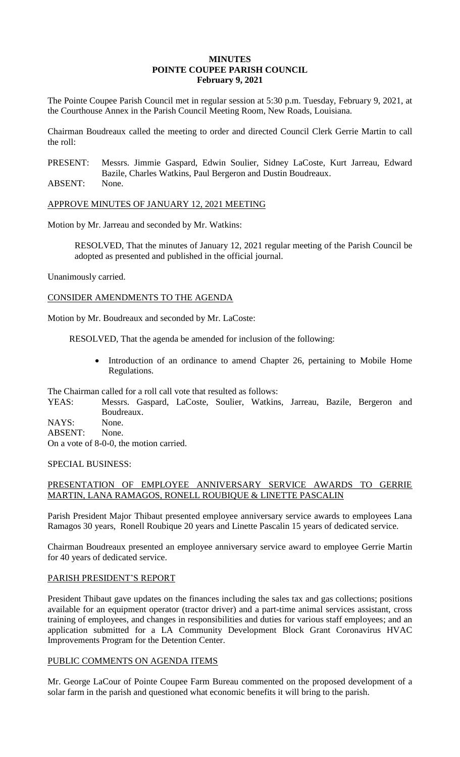# MINUTES
# POINTE COUPEE PARISH COUNCIL
# February 9, 2021

The Pointe Coupee Parish Council met in regular session at 5:30 p.m. Tuesday, February 9, 2021, at the Courthouse Annex in the Parish Council Meeting Room, New Roads, Louisiana.

Chairman Boudreaux called the meeting to order and directed Council Clerk Gerrie Martin to call the roll:

PRESENT: Messrs. Jimmie Gaspard, Edwin Soulier, Sidney LaCoste, Kurt Jarreau, Edward Bazile, Charles Watkins, Paul Bergeron and Dustin Boudreaux.
ABSENT: None.

## APPROVE MINUTES OF JANUARY 12, 2021 MEETING

Motion by Mr. Jarreau and seconded by Mr. Watkins:

> RESOLVED, That the minutes of January 12, 2021 regular meeting of the Parish Council be adopted as presented and published in the official journal.

Unanimously carried.

## CONSIDER AMENDMENTS TO THE AGENDA

Motion by Mr. Boudreaux and seconded by Mr. LaCoste:

> RESOLVED, That the agenda be amended for inclusion of the following:
>
> - Introduction of an ordinance to amend Chapter 26, pertaining to Mobile Home Regulations.

The Chairman called for a roll call vote that resulted as follows:
YEAS: Messrs. Gaspard, LaCoste, Soulier, Watkins, Jarreau, Bazile, Bergeron and Boudreaux.
NAYS: None.
ABSENT: None.
On a vote of 8-0-0, the motion carried.

## SPECIAL BUSINESS:

## PRESENTATION OF EMPLOYEE ANNIVERSARY SERVICE AWARDS TO GERRIE MARTIN, LANA RAMAGOS, RONELL ROUBIQUE & LINETTE PASCALIN

Parish President Major Thibaut presented employee anniversary service awards to employees Lana Ramagos 30 years, Ronell Roubique 20 years and Linette Pascalin 15 years of dedicated service.

Chairman Boudreaux presented an employee anniversary service award to employee Gerrie Martin for 40 years of dedicated service.

## PARISH PRESIDENT'S REPORT

President Thibaut gave updates on the finances including the sales tax and gas collections; positions available for an equipment operator (tractor driver) and a part-time animal services assistant, cross training of employees, and changes in responsibilities and duties for various staff employees; and an application submitted for a LA Community Development Block Grant Coronavirus HVAC Improvements Program for the Detention Center.

## PUBLIC COMMENTS ON AGENDA ITEMS

Mr. George LaCour of Pointe Coupee Farm Bureau commented on the proposed development of a solar farm in the parish and questioned what economic benefits it will bring to the parish.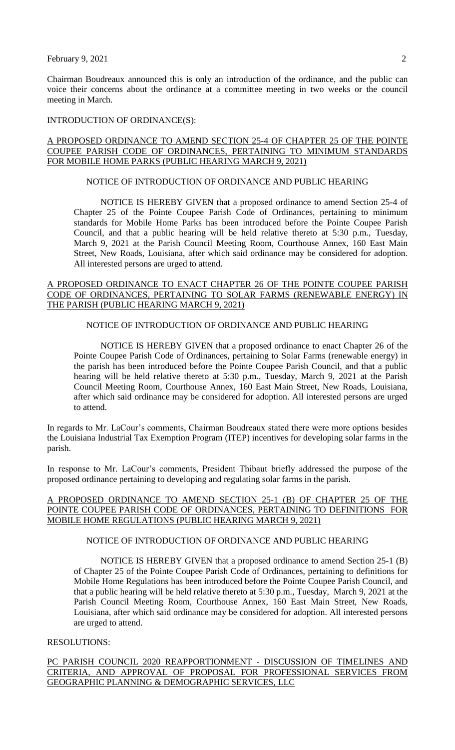Chairman Boudreaux announced this is only an introduction of the ordinance, and the public can voice their concerns about the ordinance at a committee meeting in two weeks or the council meeting in March.

INTRODUCTION OF ORDINANCE(S):

<u>A PROPOSED ORDINANCE TO AMEND SECTION 25-4 OF CHAPTER 25 OF THE POINTE COUPEE PARISH CODE OF ORDINANCES, PERTAINING TO MINIMUM STANDARDS FOR MOBILE HOME PARKS (PUBLIC HEARING MARCH 9, 2021)</u>

NOTICE OF INTRODUCTION OF ORDINANCE AND PUBLIC HEARING

NOTICE IS HEREBY GIVEN that a proposed ordinance to amend Section 25-4 of Chapter 25 of the Pointe Coupee Parish Code of Ordinances, pertaining to minimum standards for Mobile Home Parks has been introduced before the Pointe Coupee Parish Council, and that a public hearing will be held relative thereto at 5:30 p.m., Tuesday, March 9, 2021 at the Parish Council Meeting Room, Courthouse Annex, 160 East Main Street, New Roads, Louisiana, after which said ordinance may be considered for adoption. All interested persons are urged to attend.

<u>A PROPOSED ORDINANCE TO ENACT CHAPTER 26 OF THE POINTE COUPEE PARISH CODE OF ORDINANCES, PERTAINING TO SOLAR FARMS (RENEWABLE ENERGY) IN THE PARISH (PUBLIC HEARING MARCH 9, 2021)</u>

NOTICE OF INTRODUCTION OF ORDINANCE AND PUBLIC HEARING

NOTICE IS HEREBY GIVEN that a proposed ordinance to enact Chapter 26 of the Pointe Coupee Parish Code of Ordinances, pertaining to Solar Farms (renewable energy) in the parish has been introduced before the Pointe Coupee Parish Council, and that a public hearing will be held relative thereto at 5:30 p.m., Tuesday, March 9, 2021 at the Parish Council Meeting Room, Courthouse Annex, 160 East Main Street, New Roads, Louisiana, after which said ordinance may be considered for adoption. All interested persons are urged to attend.

In regards to Mr. LaCour's comments, Chairman Boudreaux stated there were more options besides the Louisiana Industrial Tax Exemption Program (ITEP) incentives for developing solar farms in the parish.

In response to Mr. LaCour's comments, President Thibaut briefly addressed the purpose of the proposed ordinance pertaining to developing and regulating solar farms in the parish.

<u>A PROPOSED ORDINANCE TO AMEND SECTION 25-1 (B) OF CHAPTER 25 OF THE POINTE COUPEE PARISH CODE OF ORDINANCES, PERTAINING TO DEFINITIONS FOR MOBILE HOME REGULATIONS (PUBLIC HEARING MARCH 9, 2021)</u>

NOTICE OF INTRODUCTION OF ORDINANCE AND PUBLIC HEARING

NOTICE IS HEREBY GIVEN that a proposed ordinance to amend Section 25-1 (B) of Chapter 25 of the Pointe Coupee Parish Code of Ordinances, pertaining to definitions for Mobile Home Regulations has been introduced before the Pointe Coupee Parish Council, and that a public hearing will be held relative thereto at 5:30 p.m., Tuesday, March 9, 2021 at the Parish Council Meeting Room, Courthouse Annex, 160 East Main Street, New Roads, Louisiana, after which said ordinance may be considered for adoption. All interested persons are urged to attend.

RESOLUTIONS:

<u>PC PARISH COUNCIL 2020 REAPPORTIONMENT - DISCUSSION OF TIMELINES AND CRITERIA, AND APPROVAL OF PROPOSAL FOR PROFESSIONAL SERVICES FROM GEOGRAPHIC PLANNING & DEMOGRAPHIC SERVICES, LLC</u>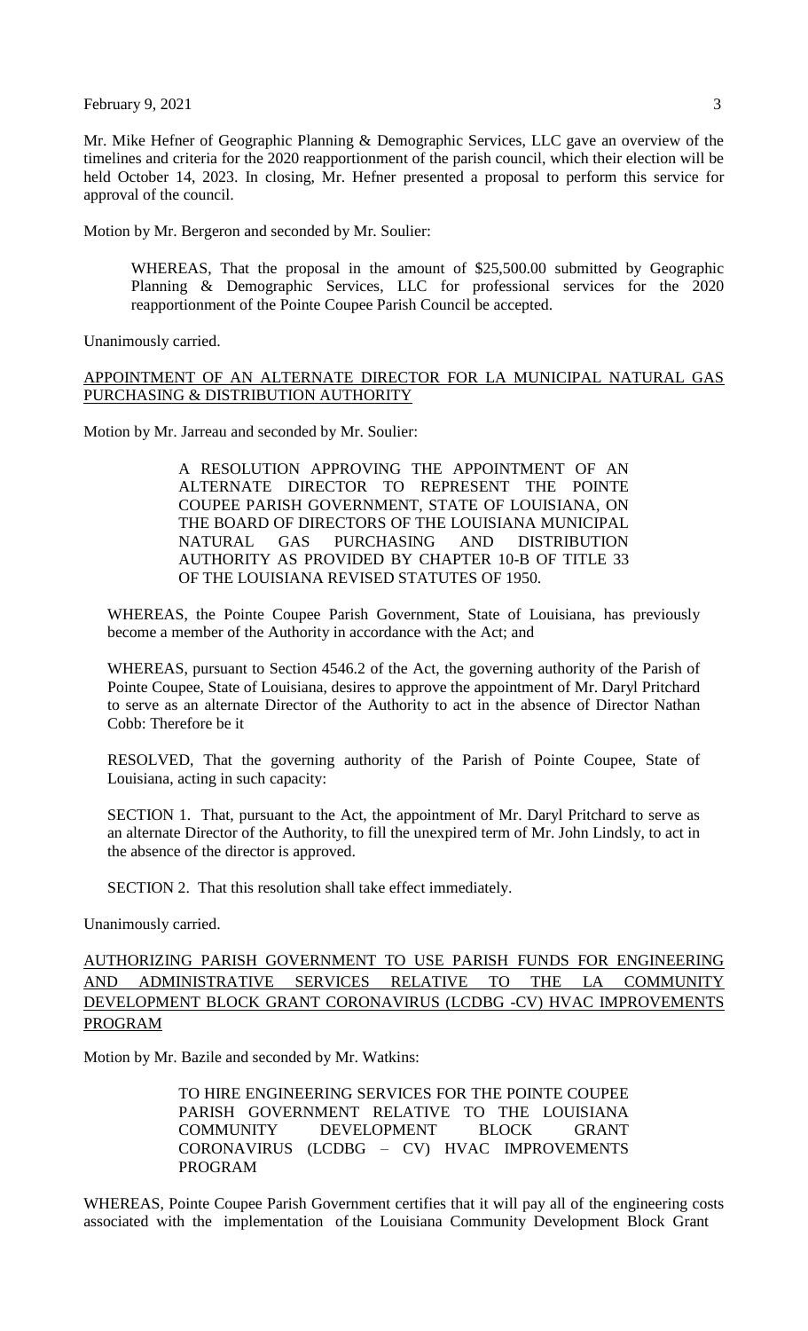Mr. Mike Hefner of Geographic Planning & Demographic Services, LLC gave an overview of the timelines and criteria for the 2020 reapportionment of the parish council, which their election will be held October 14, 2023. In closing, Mr. Hefner presented a proposal to perform this service for approval of the council.

Motion by Mr. Bergeron and seconded by Mr. Soulier:

> WHEREAS, That the proposal in the amount of $25,500.00 submitted by Geographic Planning & Demographic Services, LLC for professional services for the 2020 reapportionment of the Pointe Coupee Parish Council be accepted.

Unanimously carried.

APPOINTMENT OF AN ALTERNATE DIRECTOR FOR LA MUNICIPAL NATURAL GAS PURCHASING & DISTRIBUTION AUTHORITY

Motion by Mr. Jarreau and seconded by Mr. Soulier:

> A RESOLUTION APPROVING THE APPOINTMENT OF AN ALTERNATE DIRECTOR TO REPRESENT THE POINTE COUPEE PARISH GOVERNMENT, STATE OF LOUISIANA, ON THE BOARD OF DIRECTORS OF THE LOUISIANA MUNICIPAL NATURAL GAS PURCHASING AND DISTRIBUTION AUTHORITY AS PROVIDED BY CHAPTER 10-B OF TITLE 33 OF THE LOUISIANA REVISED STATUTES OF 1950.

WHEREAS, the Pointe Coupee Parish Government, State of Louisiana, has previously become a member of the Authority in accordance with the Act; and

WHEREAS, pursuant to Section 4546.2 of the Act, the governing authority of the Parish of Pointe Coupee, State of Louisiana, desires to approve the appointment of Mr. Daryl Pritchard to serve as an alternate Director of the Authority to act in the absence of Director Nathan Cobb: Therefore be it

RESOLVED, That the governing authority of the Parish of Pointe Coupee, State of Louisiana, acting in such capacity:

SECTION 1. That, pursuant to the Act, the appointment of Mr. Daryl Pritchard to serve as an alternate Director of the Authority, to fill the unexpired term of Mr. John Lindsly, to act in the absence of the director is approved.

SECTION 2. That this resolution shall take effect immediately.

Unanimously carried.

AUTHORIZING PARISH GOVERNMENT TO USE PARISH FUNDS FOR ENGINEERING AND ADMINISTRATIVE SERVICES RELATIVE TO THE LA COMMUNITY DEVELOPMENT BLOCK GRANT CORONAVIRUS (LCDBG -CV) HVAC IMPROVEMENTS PROGRAM

Motion by Mr. Bazile and seconded by Mr. Watkins:

> TO HIRE ENGINEERING SERVICES FOR THE POINTE COUPEE PARISH GOVERNMENT RELATIVE TO THE LOUISIANA COMMUNITY DEVELOPMENT BLOCK GRANT CORONAVIRUS (LCDBG – CV) HVAC IMPROVEMENTS PROGRAM

WHEREAS, Pointe Coupee Parish Government certifies that it will pay all of the engineering costs associated with the implementation of the Louisiana Community Development Block Grant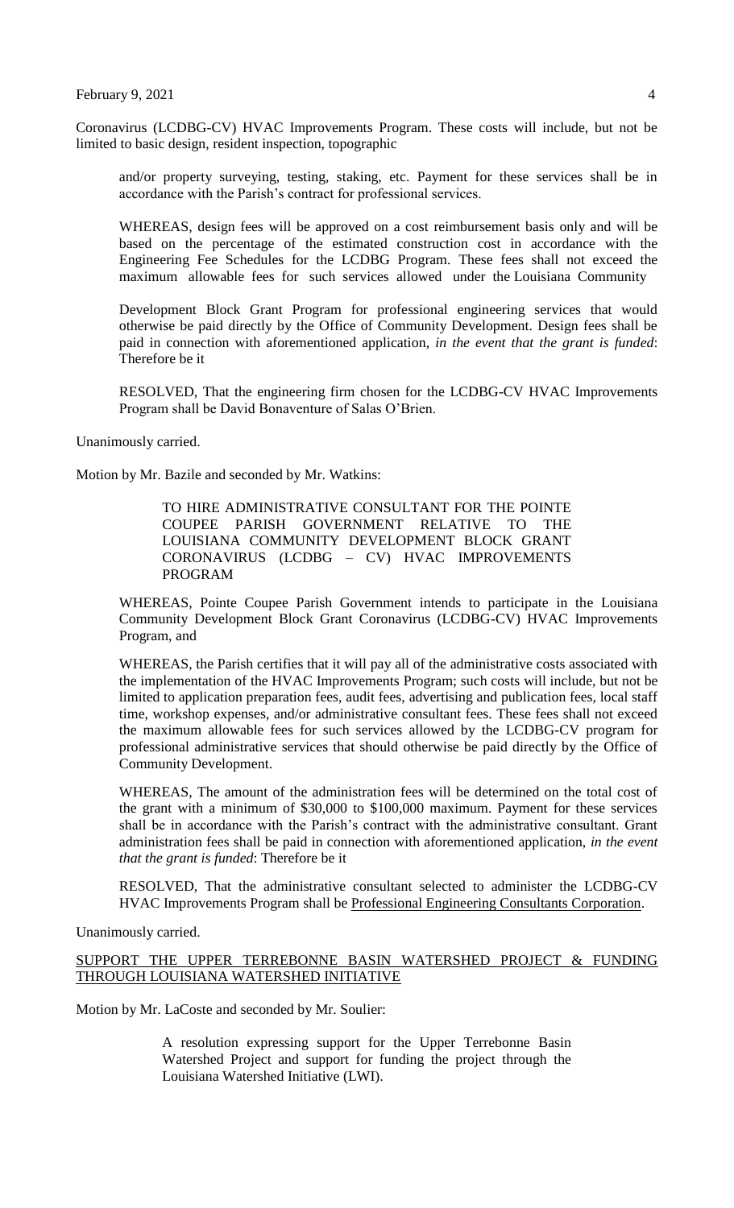Coronavirus (LCDBG-CV) HVAC Improvements Program. These costs will include, but not be limited to basic design, resident inspection, topographic

and/or property surveying, testing, staking, etc. Payment for these services shall be in accordance with the Parish's contract for professional services.

WHEREAS, design fees will be approved on a cost reimbursement basis only and will be based on the percentage of the estimated construction cost in accordance with the Engineering Fee Schedules for the LCDBG Program. These fees shall not exceed the maximum allowable fees for such services allowed under the Louisiana Community

Development Block Grant Program for professional engineering services that would otherwise be paid directly by the Office of Community Development. Design fees shall be paid in connection with aforementioned application, *in the event that the grant is funded*: Therefore be it

RESOLVED, That the engineering firm chosen for the LCDBG-CV HVAC Improvements Program shall be David Bonaventure of Salas O'Brien.

Unanimously carried.

Motion by Mr. Bazile and seconded by Mr. Watkins:

TO HIRE ADMINISTRATIVE CONSULTANT FOR THE POINTE COUPEE PARISH GOVERNMENT RELATIVE TO THE LOUISIANA COMMUNITY DEVELOPMENT BLOCK GRANT CORONAVIRUS (LCDBG – CV) HVAC IMPROVEMENTS PROGRAM

WHEREAS, Pointe Coupee Parish Government intends to participate in the Louisiana Community Development Block Grant Coronavirus (LCDBG-CV) HVAC Improvements Program, and

WHEREAS, the Parish certifies that it will pay all of the administrative costs associated with the implementation of the HVAC Improvements Program; such costs will include, but not be limited to application preparation fees, audit fees, advertising and publication fees, local staff time, workshop expenses, and/or administrative consultant fees. These fees shall not exceed the maximum allowable fees for such services allowed by the LCDBG-CV program for professional administrative services that should otherwise be paid directly by the Office of Community Development.

WHEREAS, The amount of the administration fees will be determined on the total cost of the grant with a minimum of $30,000 to $100,000 maximum. Payment for these services shall be in accordance with the Parish's contract with the administrative consultant. Grant administration fees shall be paid in connection with aforementioned application, *in the event that the grant is funded*: Therefore be it

RESOLVED, That the administrative consultant selected to administer the LCDBG-CV HVAC Improvements Program shall be <u>Professional Engineering Consultants Corporation</u>.

Unanimously carried.

<u>SUPPORT THE UPPER TERREBONNE BASIN WATERSHED PROJECT & FUNDING THROUGH LOUISIANA WATERSHED INITIATIVE</u>

Motion by Mr. LaCoste and seconded by Mr. Soulier:

A resolution expressing support for the Upper Terrebonne Basin Watershed Project and support for funding the project through the Louisiana Watershed Initiative (LWI).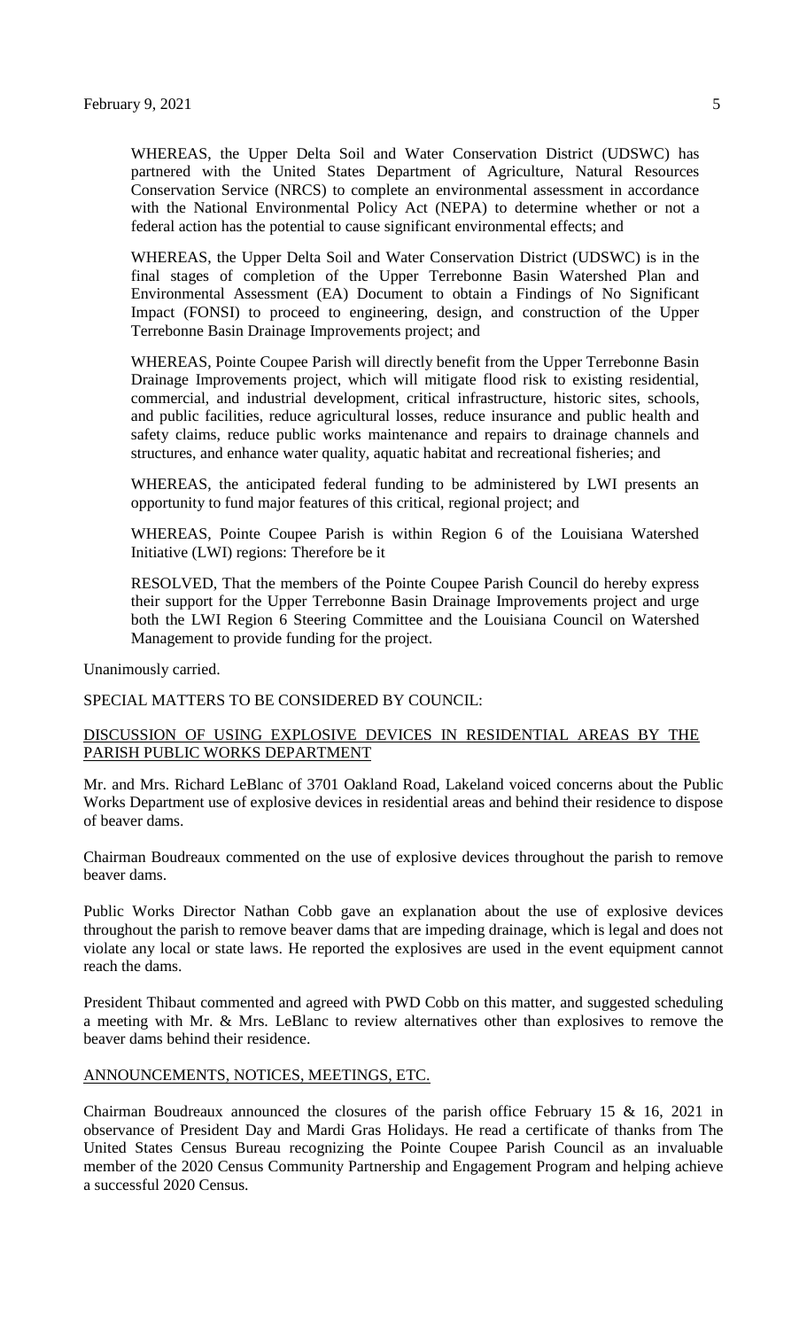WHEREAS, the Upper Delta Soil and Water Conservation District (UDSWC) has partnered with the United States Department of Agriculture, Natural Resources Conservation Service (NRCS) to complete an environmental assessment in accordance with the National Environmental Policy Act (NEPA) to determine whether or not a federal action has the potential to cause significant environmental effects; and

WHEREAS, the Upper Delta Soil and Water Conservation District (UDSWC) is in the final stages of completion of the Upper Terrebonne Basin Watershed Plan and Environmental Assessment (EA) Document to obtain a Findings of No Significant Impact (FONSI) to proceed to engineering, design, and construction of the Upper Terrebonne Basin Drainage Improvements project; and

WHEREAS, Pointe Coupee Parish will directly benefit from the Upper Terrebonne Basin Drainage Improvements project, which will mitigate flood risk to existing residential, commercial, and industrial development, critical infrastructure, historic sites, schools, and public facilities, reduce agricultural losses, reduce insurance and public health and safety claims, reduce public works maintenance and repairs to drainage channels and structures, and enhance water quality, aquatic habitat and recreational fisheries; and

WHEREAS, the anticipated federal funding to be administered by LWI presents an opportunity to fund major features of this critical, regional project; and

WHEREAS, Pointe Coupee Parish is within Region 6 of the Louisiana Watershed Initiative (LWI) regions: Therefore be it

RESOLVED, That the members of the Pointe Coupee Parish Council do hereby express their support for the Upper Terrebonne Basin Drainage Improvements project and urge both the LWI Region 6 Steering Committee and the Louisiana Council on Watershed Management to provide funding for the project.

Unanimously carried.

SPECIAL MATTERS TO BE CONSIDERED BY COUNCIL:

DISCUSSION OF USING EXPLOSIVE DEVICES IN RESIDENTIAL AREAS BY THE PARISH PUBLIC WORKS DEPARTMENT

Mr. and Mrs. Richard LeBlanc of 3701 Oakland Road, Lakeland voiced concerns about the Public Works Department use of explosive devices in residential areas and behind their residence to dispose of beaver dams.

Chairman Boudreaux commented on the use of explosive devices throughout the parish to remove beaver dams.

Public Works Director Nathan Cobb gave an explanation about the use of explosive devices throughout the parish to remove beaver dams that are impeding drainage, which is legal and does not violate any local or state laws. He reported the explosives are used in the event equipment cannot reach the dams.

President Thibaut commented and agreed with PWD Cobb on this matter, and suggested scheduling a meeting with Mr. & Mrs. LeBlanc to review alternatives other than explosives to remove the beaver dams behind their residence.

ANNOUNCEMENTS, NOTICES, MEETINGS, ETC.

Chairman Boudreaux announced the closures of the parish office February 15 & 16, 2021 in observance of President Day and Mardi Gras Holidays. He read a certificate of thanks from The United States Census Bureau recognizing the Pointe Coupee Parish Council as an invaluable member of the 2020 Census Community Partnership and Engagement Program and helping achieve a successful 2020 Census.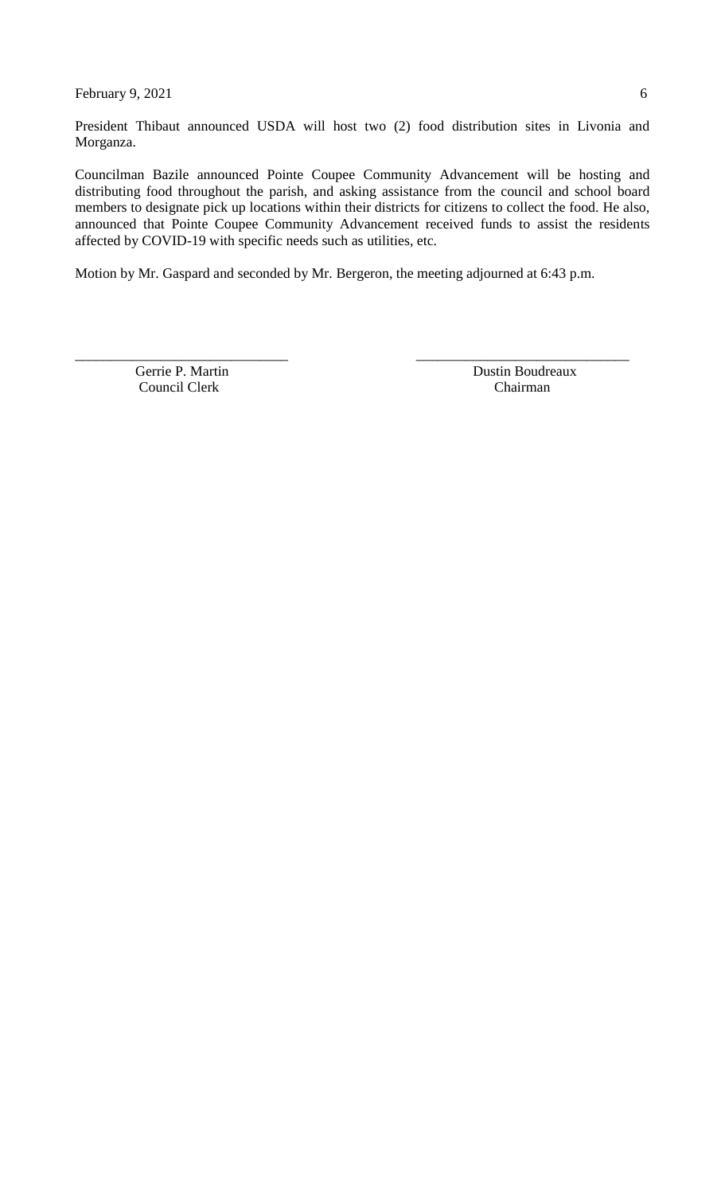President Thibaut announced USDA will host two (2) food distribution sites in Livonia and Morganza.

Councilman Bazile announced Pointe Coupee Community Advancement will be hosting and distributing food throughout the parish, and asking assistance from the council and school board members to designate pick up locations within their districts for citizens to collect the food. He also, announced that Pointe Coupee Community Advancement received funds to assist the residents affected by COVID-19 with specific needs such as utilities, etc.

Motion by Mr. Gaspard and seconded by Mr. Bergeron, the meeting adjourned at 6:43 p.m.

| | |
|---|---|
| ______________________________ | ______________________________ |
| Gerrie P. Martin | Dustin Boudreaux |
| Council Clerk | Chairman |